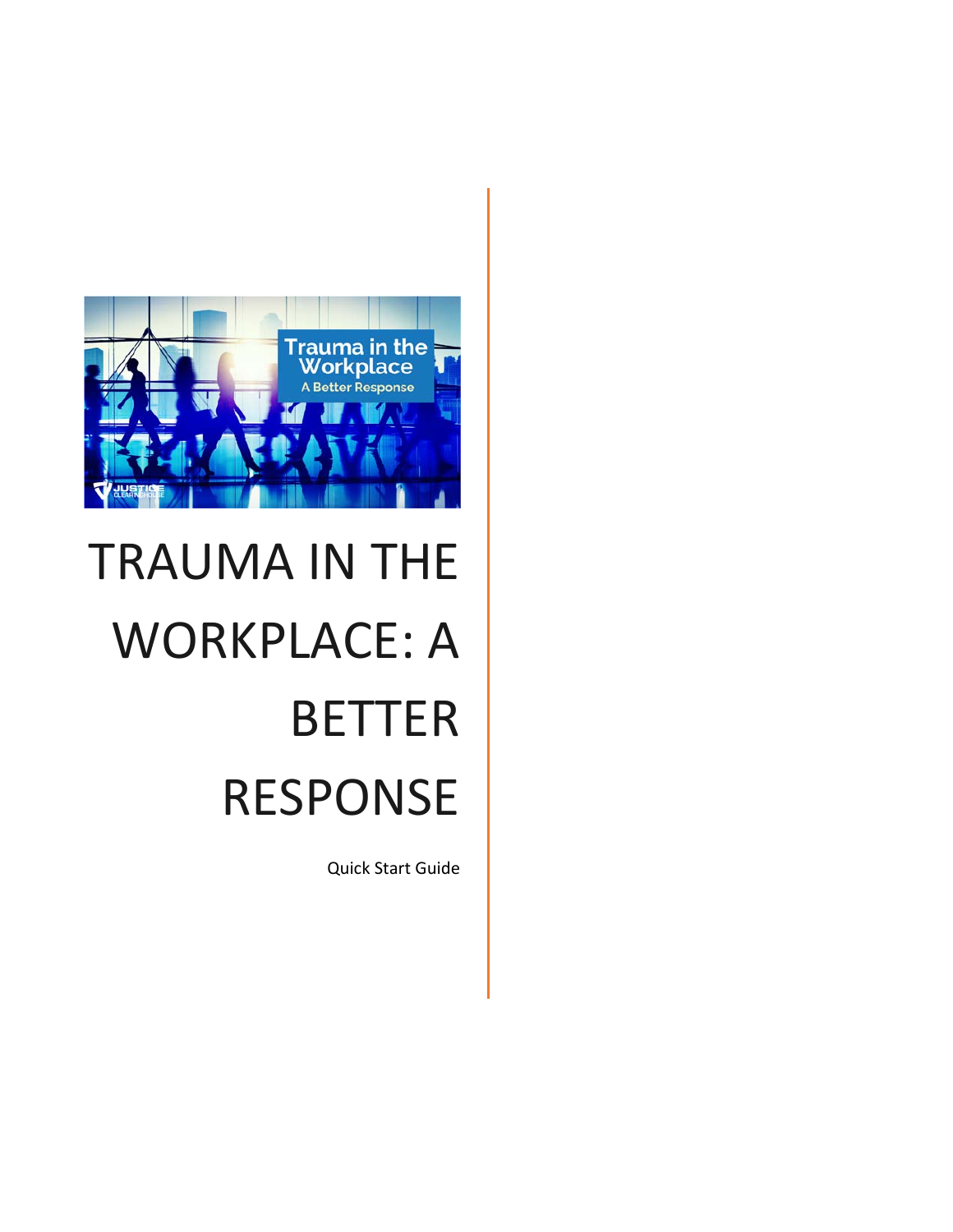# TRAUMA IN THE WORKPLACE: A BETTER RESPONSE

Quick Start Guide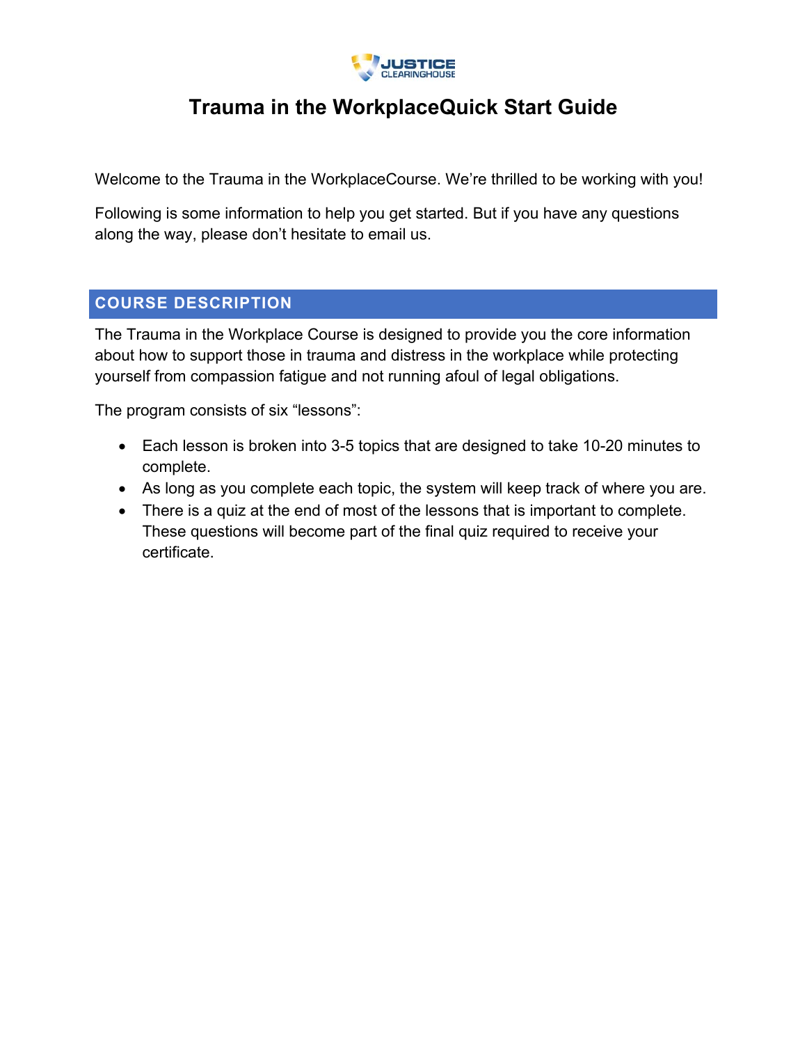# Trauma in the WorkplaceQuick Start Guide

Welcome to the Trauma in the WorkplaceCourse. We're thrilled to be working with you!

Following is some information to help you get started. But if you have any questions along the way, please don't hesitate to email us.

## COURSE DESCRIPTION

The Trauma in the Workplace Course is designed to provide you the core information about how to support those in trauma and distress in the workplace while protecting yourself from compassion fatigue and not running afoul of legal obligations.

The program consists of six "lessons":

- Each lesson is broken into 3-5 topics that are designed to take 10-20 minutes to complete.
- As long as you complete each topic, the system will keep track of where you are.
- There is a quiz at the end of most of the lessons that is important to complete. These questions will become part of the final quiz required to receive your certificate.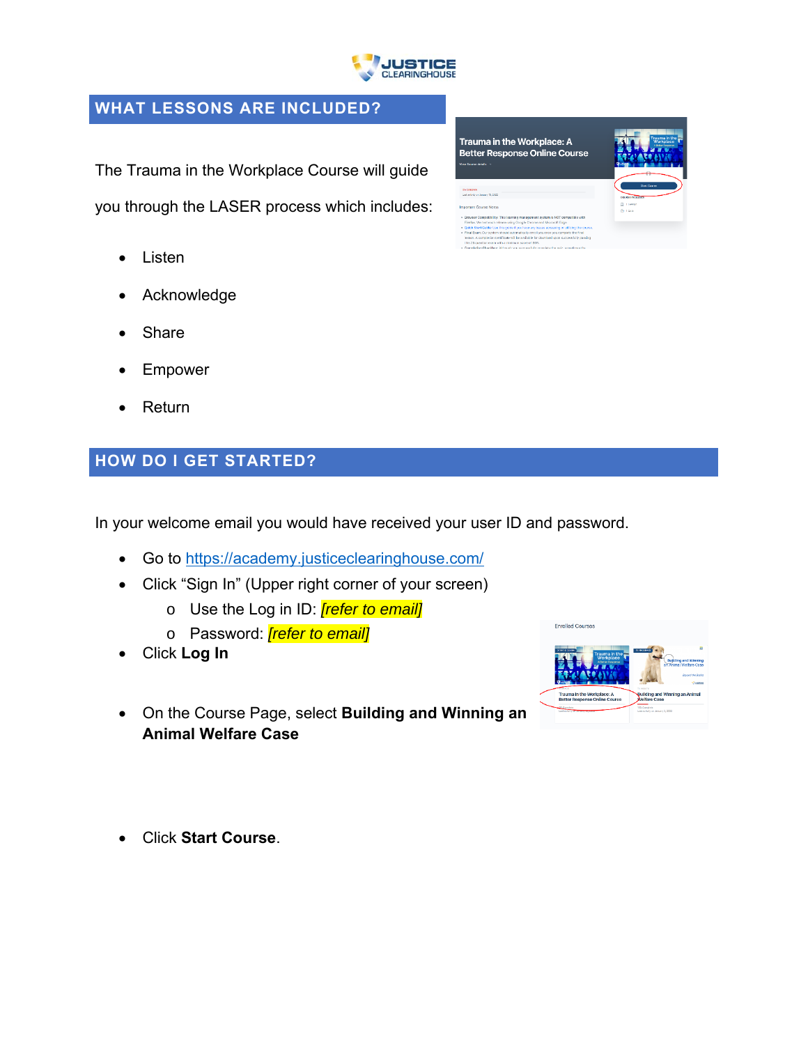## WHAT LESSONS ARE INCLUDED?

The Trauma in the Workplace Course will guide you through the LASER process which includes:

- Listen
- Acknowledge
- Share
- Empower
- Return

## HOW DO I GET STARTED?

In your welcome email you would have received your user ID and password.

- Go to https://academy.justiceclearinghouse.com/
- Click "Sign In" (Upper right corner of your screen)
  - Use the Log in ID: *[refer to email]*
  - Password: *[refer to email]*
- Click **Log In**
- On the Course Page, select **Building and Winning an Animal Welfare Case**
- Click **Start Course**.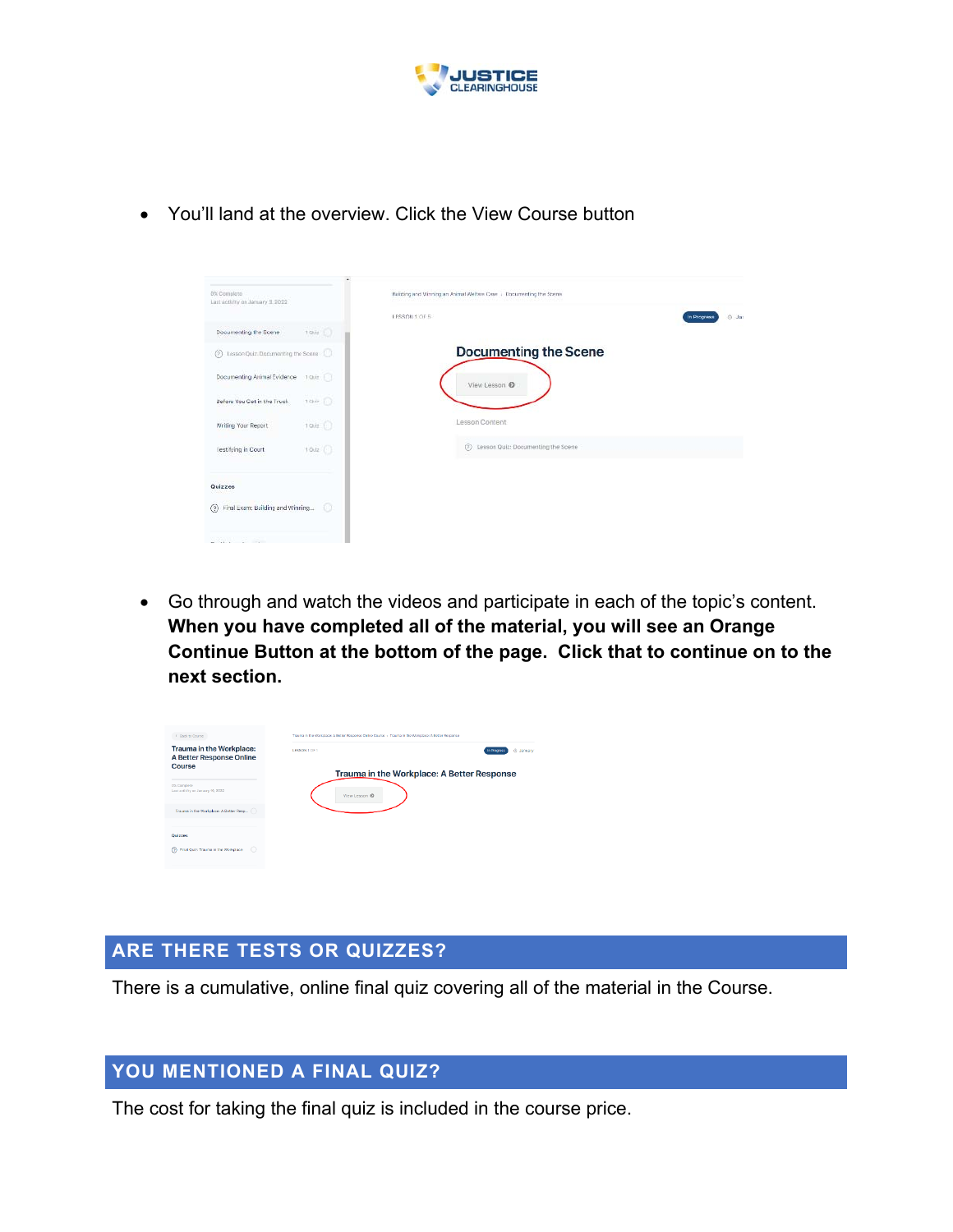- You'll land at the overview. Click the View Course button

- Go through and watch the videos and participate in each of the topic's content. **When you have completed all of the material, you will see an Orange Continue Button at the bottom of the page. Click that to continue on to the next section.**

## ARE THERE TESTS OR QUIZZES?

There is a cumulative, online final quiz covering all of the material in the Course.

## YOU MENTIONED A FINAL QUIZ?

The cost for taking the final quiz is included in the course price.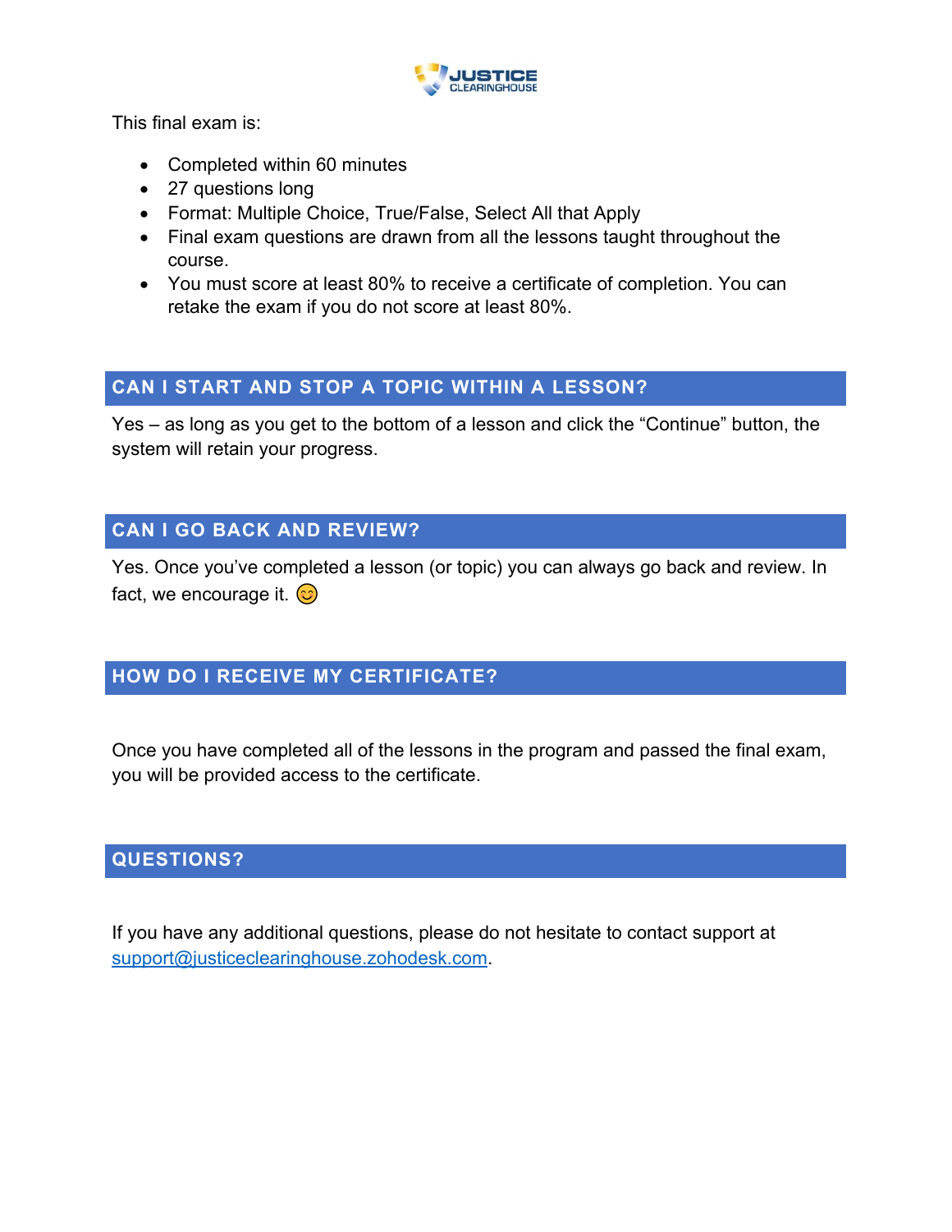This final exam is:

- Completed within 60 minutes
- 27 questions long
- Format: Multiple Choice, True/False, Select All that Apply
- Final exam questions are drawn from all the lessons taught throughout the course.
- You must score at least 80% to receive a certificate of completion. You can retake the exam if you do not score at least 80%.

## CAN I START AND STOP A TOPIC WITHIN A LESSON?

Yes – as long as you get to the bottom of a lesson and click the “Continue” button, the system will retain your progress.

## CAN I GO BACK AND REVIEW?

Yes. Once you’ve completed a lesson (or topic) you can always go back and review. In fact, we encourage it. 😊

## HOW DO I RECEIVE MY CERTIFICATE?

Once you have completed all of the lessons in the program and passed the final exam, you will be provided access to the certificate.

## QUESTIONS?

If you have any additional questions, please do not hesitate to contact support at [support@justiceclearinghouse.zohodesk.com](mailto:support@justiceclearinghouse.zohodesk.com).